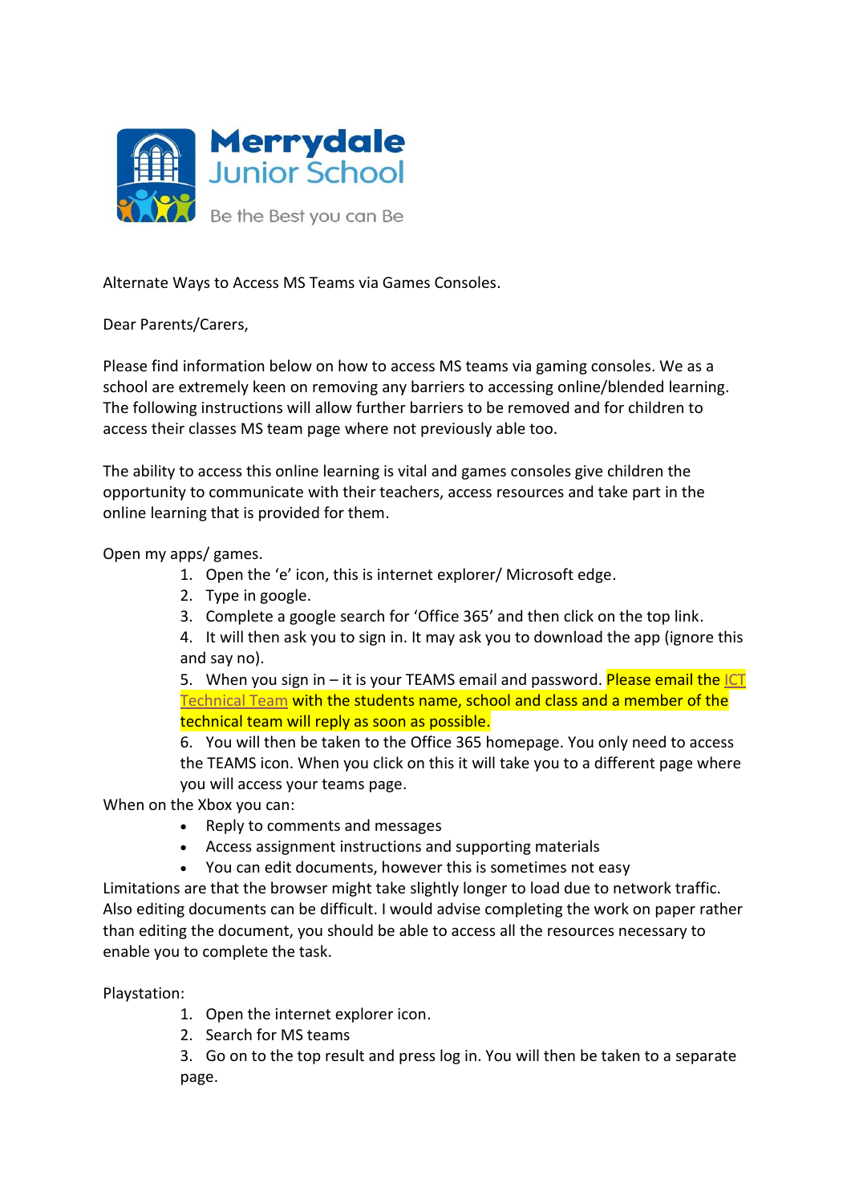**Merrydale Junior School**

Be the Best you can Be

Alternate Ways to Access MS Teams via Games Consoles.

Dear Parents/Carers,

Please find information below on how to access MS teams via gaming consoles. We as a school are extremely keen on removing any barriers to accessing online/blended learning. The following instructions will allow further barriers to be removed and for children to access their classes MS team page where not previously able too.

The ability to access this online learning is vital and games consoles give children the opportunity to communicate with their teachers, access resources and take part in the online learning that is provided for them.

Open my apps/ games.

1. Open the 'e' icon, this is internet explorer/ Microsoft edge.
2. Type in google.
3. Complete a google search for 'Office 365' and then click on the top link.
4. It will then ask you to sign in. It may ask you to download the app (ignore this and say no).
5. When you sign in – it is your TEAMS email and password. Please email the ICT Technical Team with the students name, school and class and a member of the technical team will reply as soon as possible.
6. You will then be taken to the Office 365 homepage. You only need to access the TEAMS icon. When you click on this it will take you to a different page where you will access your teams page.

When on the Xbox you can:

- Reply to comments and messages
- Access assignment instructions and supporting materials
- You can edit documents, however this is sometimes not easy

Limitations are that the browser might take slightly longer to load due to network traffic. Also editing documents can be difficult. I would advise completing the work on paper rather than editing the document, you should be able to access all the resources necessary to enable you to complete the task.

Playstation:

1. Open the internet explorer icon.
2. Search for MS teams
3. Go on to the top result and press log in. You will then be taken to a separate page.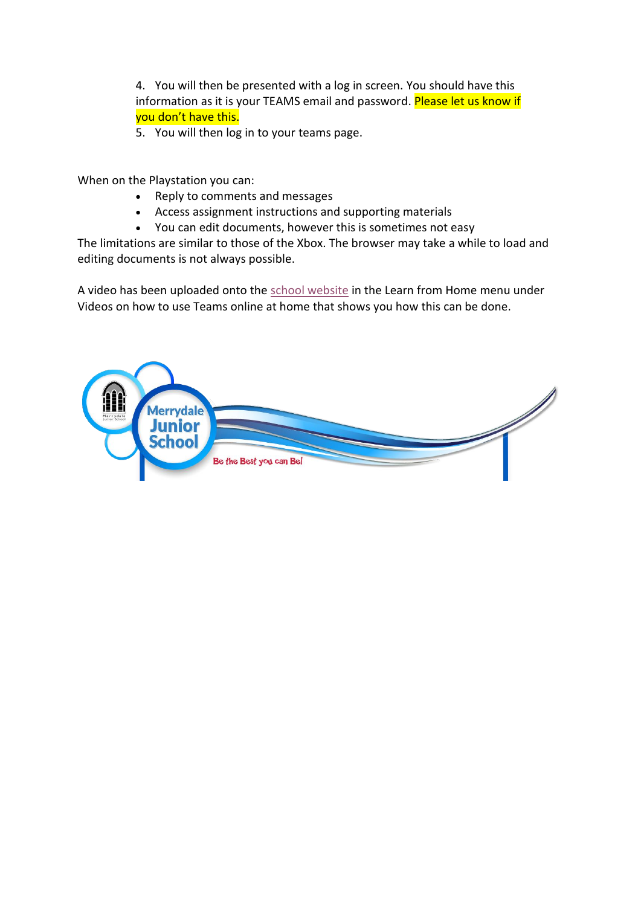4. You will then be presented with a log in screen. You should have this information as it is your TEAMS email and password. Please let us know if you don't have this.
5. You will then log in to your teams page.

When on the Playstation you can:

- Reply to comments and messages
- Access assignment instructions and supporting materials
- You can edit documents, however this is sometimes not easy

The limitations are similar to those of the Xbox. The browser may take a while to load and editing documents is not always possible.

A video has been uploaded onto the school website in the Learn from Home menu under Videos on how to use Teams online at home that shows you how this can be done.

Merrydale Junior School

Be the Best you can Be!